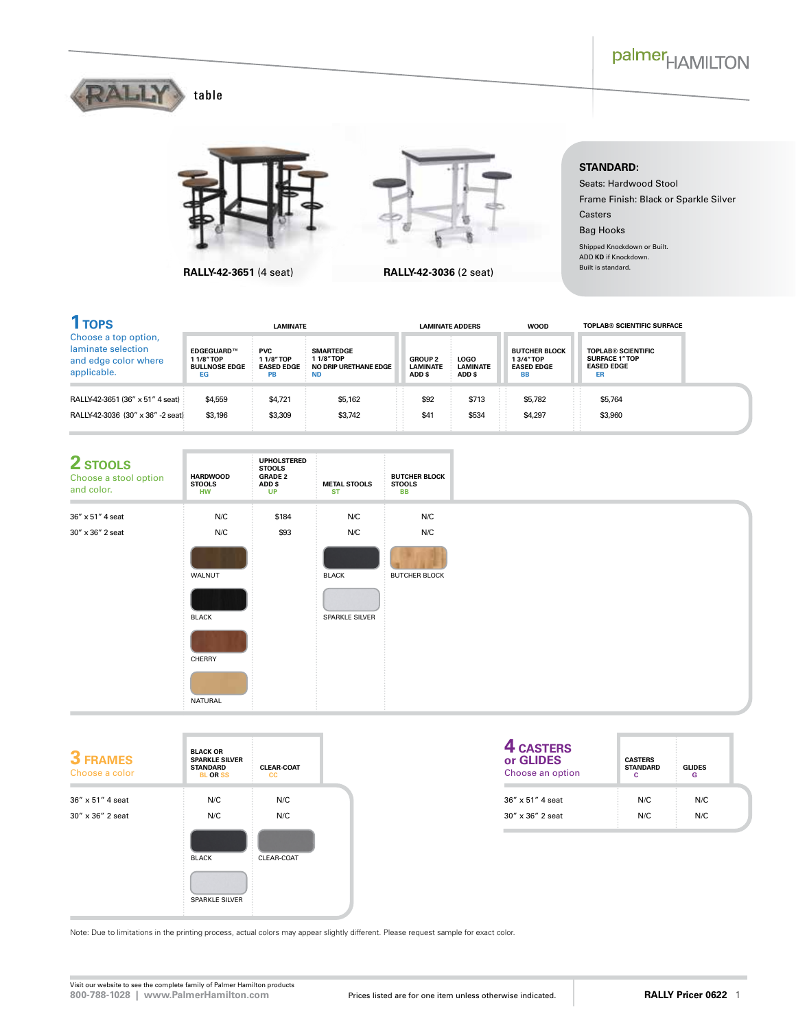# RALLY table

**RALLY-42-3651** (4 seat)

**RALLY-42-3036** (2 seat)

**STANDARD:**

Seats: Hardwood Stool

Frame Finish: Black or Sparkle Silver

Casters

Bag Hooks

Shipped Knockdown or Built.
ADD **KD** if Knockdown.
Built is standard.

## 1 TOPS

Choose a top option, laminate selection and edge color where applicable.

| | LAMINATE | | | LAMINATE ADDERS | | WOOD | TOPLAB® SCIENTIFIC SURFACE |
|---|---|---|---|---|---|---|---|
| | EDGEGUARD™ 1 1/8" TOP BULLNOSE EDGE EG | PVC 1 1/8" TOP EASED EDGE PB | SMARTEDGE 1 1/8" TOP NO DRIP URETHANE EDGE ND | GROUP 2 LAMINATE ADD $ | LOGO LAMINATE ADD $ | BUTCHER BLOCK 1 3/4" TOP EASED EDGE BB | TOPLAB® SCIENTIFIC SURFACE 1" TOP EASED EDGE ER |
| RALLY-42-3651 (36" x 51" 4 seat) | $4,559 | $4,721 | $5,162 | $92 | $713 | $5,782 | $5,764 |
| RALLY-42-3036 (30" x 36" -2 seat) | $3,196 | $3,309 | $3,742 | $41 | $534 | $4,297 | $3,960 |

## 2 STOOLS

Choose a stool option and color.

| | HARDWOOD STOOLS HW | UPHOLSTERED STOOLS GRADE 2 ADD $ UP | METAL STOOLS ST | BUTCHER BLOCK STOOLS BB |
|---|---|---|---|---|
| 36" x 51" 4 seat | N/C | $184 | N/C | N/C |
| 30" x 36" 2 seat | N/C | $93 | N/C | N/C |
| | WALNUT, BLACK, CHERRY, NATURAL | | BLACK, SPARKLE SILVER | BUTCHER BLOCK |

## 3 FRAMES

Choose a color

| | BLACK OR SPARKLE SILVER STANDARD BL OR SS | CLEAR-COAT CC |
|---|---|---|
| 36" x 51" 4 seat | N/C | N/C |
| 30" x 36" 2 seat | N/C | N/C |
| | BLACK, SPARKLE SILVER | CLEAR-COAT |

## 4 CASTERS or GLIDES

Choose an option

| | CASTERS STANDARD C | GLIDES G |
|---|---|---|
| 36" x 51" 4 seat | N/C | N/C |
| 30" x 36" 2 seat | N/C | N/C |

Note: Due to limitations in the printing process, actual colors may appear slightly different. Please request sample for exact color.

Visit our website to see the complete family of Palmer Hamilton products
800-788-1028 | www.PalmerHamilton.com

Prices listed are for one item unless otherwise indicated.

RALLY Pricer 0622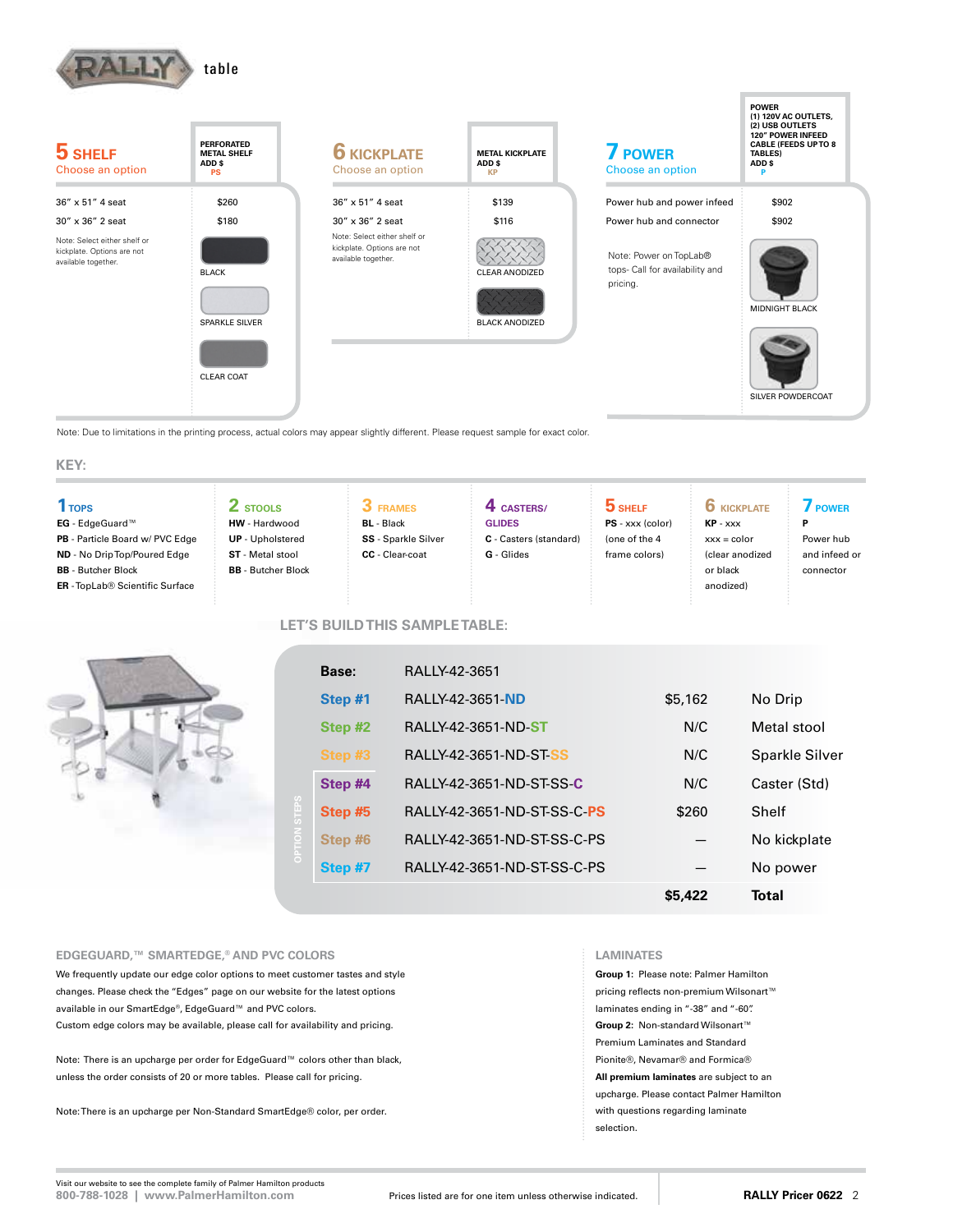RALLY table

## 5 SHELF
Choose an option

| | PERFORATED METAL SHELF ADD $ PS |
|---|---|
| 36" x 51" 4 seat | $260 |
| 30" x 36" 2 seat | $180 |

Note: Select either shelf or kickplate. Options are not available together.

BLACK

SPARKLE SILVER

CLEAR COAT

## 6 KICKPLATE
Choose an option

| | METAL KICKPLATE ADD $ KP |
|---|---|
| 36" x 51" 4 seat | $139 |
| 30" x 36" 2 seat | $116 |

Note: Select either shelf or kickplate. Options are not available together.

CLEAR ANODIZED

BLACK ANODIZED

## 7 POWER
Choose an option

| | POWER (1) 120V AC OUTLETS, (2) USB OUTLETS 120" POWER INFEED CABLE (FEEDS UP TO 8 TABLES) ADD $ P |
|---|---|
| Power hub and power infeed | $902 |
| Power hub and connector | $902 |

Note: Power on TopLab® tops- Call for availability and pricing.

MIDNIGHT BLACK

SILVER POWDERCOAT

Note: Due to limitations in the printing process, actual colors may appear slightly different. Please request sample for exact color.

## KEY:

**1 TOPS**
**EG** - EdgeGuard™
**PB** - Particle Board w/ PVC Edge
**ND** - No Drip Top/Poured Edge
**BB** - Butcher Block
**ER** - TopLab® Scientific Surface

**2 STOOLS**
**HW** - Hardwood
**UP** - Upholstered
**ST** - Metal stool
**BB** - Butcher Block

**3 FRAMES**
**BL** - Black
**SS** - Sparkle Silver
**CC** - Clear-coat

**4 CASTERS/GLIDES**
**C** - Casters (standard)
**G** - Glides

**5 SHELF**
**PS** - xxx (color) (one of the 4 frame colors)

**6 KICKPLATE**
**KP** - xxx
xxx = color (clear anodized or black anodized)

**7 POWER**
**P**
Power hub and infeed or connector

## LET'S BUILD THIS SAMPLE TABLE:

| | | | |
|---|---|---|---|
| **Base:** | RALLY-42-3651 | | |
| **Step #1** | RALLY-42-3651-ND | $5,162 | No Drip |
| **Step #2** | RALLY-42-3651-ND-ST | N/C | Metal stool |
| **Step #3** | RALLY-42-3651-ND-ST-SS | N/C | Sparkle Silver |
| **Step #4** | RALLY-42-3651-ND-ST-SS-C | N/C | Caster (Std) |
| **Step #5** | RALLY-42-3651-ND-ST-SS-C-PS | $260 | Shelf |
| **Step #6** | RALLY-42-3651-ND-ST-SS-C-PS | — | No kickplate |
| **Step #7** | RALLY-42-3651-ND-ST-SS-C-PS | — | No power |
| | | **$5,422** | **Total** |

OPTION STEPS

### EDGEGUARD,™ SMARTEDGE,® AND PVC COLORS

We frequently update our edge color options to meet customer tastes and style changes. Please check the "Edges" page on our website for the latest options available in our SmartEdge®, EdgeGuard™ and PVC colors.
Custom edge colors may be available, please call for availability and pricing.

Note: There is an upcharge per order for EdgeGuard™ colors other than black, unless the order consists of 20 or more tables. Please call for pricing.

Note: There is an upcharge per Non-Standard SmartEdge® color, per order.

### LAMINATES

**Group 1:** Please note: Palmer Hamilton pricing reflects non-premium Wilsonart™ laminates ending in "-38" and "-60".
**Group 2:** Non-standard Wilsonart™ Premium Laminates and Standard Pionite®, Nevamar® and Formica®
**All premium laminates** are subject to an upcharge. Please contact Palmer Hamilton with questions regarding laminate selection.

Visit our website to see the complete family of Palmer Hamilton products
800-788-1028 | www.PalmerHamilton.com

Prices listed are for one item unless otherwise indicated.

**RALLY Pricer 0622**